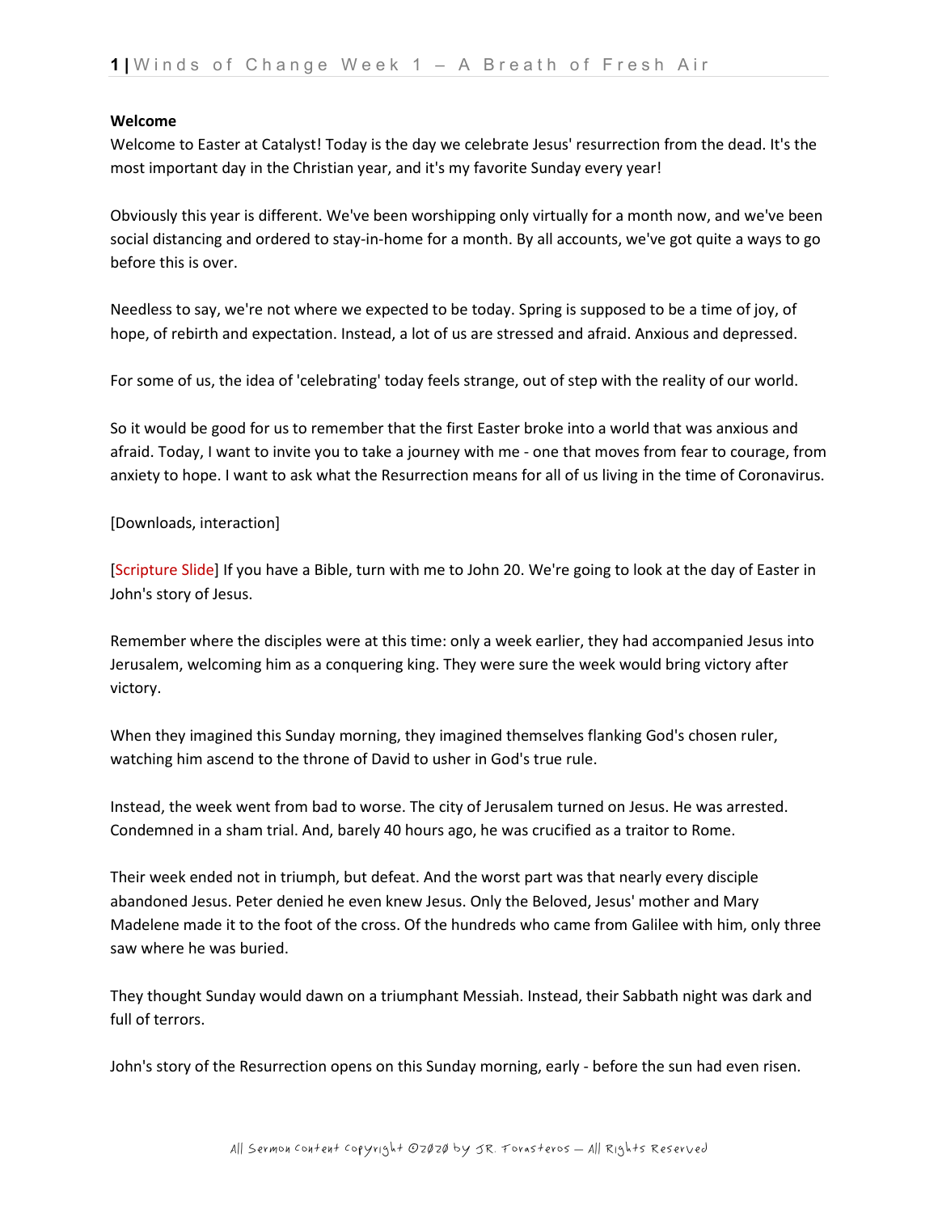**Welcome**

Welcome to Easter at Catalyst! Today is the day we celebrate Jesus' resurrection from the dead. It's the most important day in the Christian year, and it's my favorite Sunday every year!

Obviously this year is different. We've been worshipping only virtually for a month now, and we've been social distancing and ordered to stay-in-home for a month. By all accounts, we've got quite a ways to go before this is over.

Needless to say, we're not where we expected to be today. Spring is supposed to be a time of joy, of hope, of rebirth and expectation. Instead, a lot of us are stressed and afraid. Anxious and depressed.

For some of us, the idea of 'celebrating' today feels strange, out of step with the reality of our world.

So it would be good for us to remember that the first Easter broke into a world that was anxious and afraid. Today, I want to invite you to take a journey with me - one that moves from fear to courage, from anxiety to hope. I want to ask what the Resurrection means for all of us living in the time of Coronavirus.

[Downloads, interaction]

[Scripture Slide] If you have a Bible, turn with me to John 20. We're going to look at the day of Easter in John's story of Jesus.

Remember where the disciples were at this time: only a week earlier, they had accompanied Jesus into Jerusalem, welcoming him as a conquering king. They were sure the week would bring victory after victory.

When they imagined this Sunday morning, they imagined themselves flanking God's chosen ruler, watching him ascend to the throne of David to usher in God's true rule.

Instead, the week went from bad to worse. The city of Jerusalem turned on Jesus. He was arrested. Condemned in a sham trial. And, barely 40 hours ago, he was crucified as a traitor to Rome.

Their week ended not in triumph, but defeat. And the worst part was that nearly every disciple abandoned Jesus. Peter denied he even knew Jesus. Only the Beloved, Jesus' mother and Mary Madelene made it to the foot of the cross. Of the hundreds who came from Galilee with him, only three saw where he was buried.

They thought Sunday would dawn on a triumphant Messiah. Instead, their Sabbath night was dark and full of terrors.

John's story of the Resurrection opens on this Sunday morning, early - before the sun had even risen.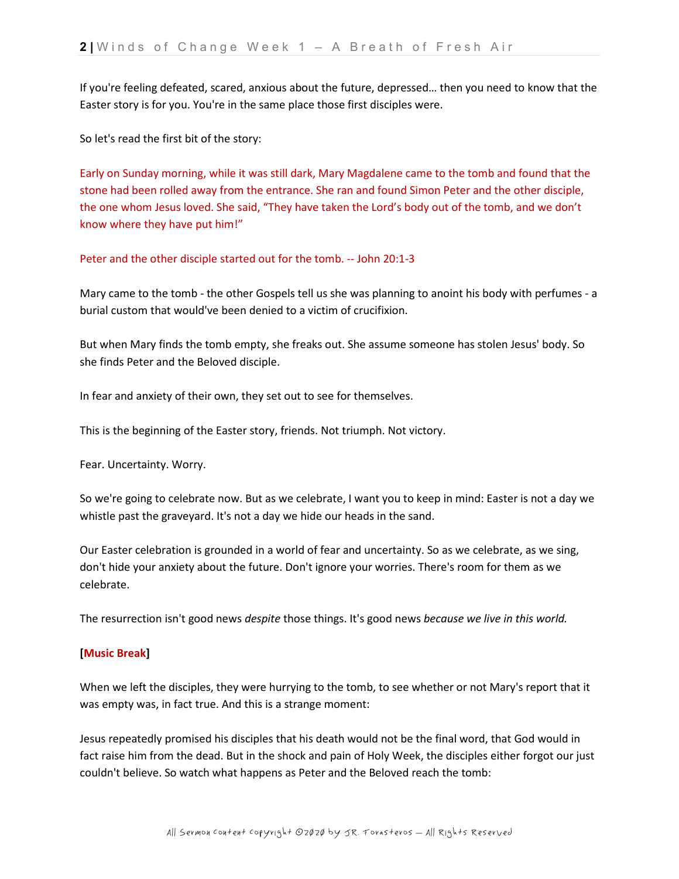If you're feeling defeated, scared, anxious about the future, depressed… then you need to know that the Easter story is for you. You're in the same place those first disciples were.

So let's read the first bit of the story:

Early on Sunday morning, while it was still dark, Mary Magdalene came to the tomb and found that the stone had been rolled away from the entrance. She ran and found Simon Peter and the other disciple, the one whom Jesus loved. She said, "They have taken the Lord's body out of the tomb, and we don't know where they have put him!"

Peter and the other disciple started out for the tomb. -- John 20:1-3

Mary came to the tomb - the other Gospels tell us she was planning to anoint his body with perfumes - a burial custom that would've been denied to a victim of crucifixion.

But when Mary finds the tomb empty, she freaks out. She assume someone has stolen Jesus' body. So she finds Peter and the Beloved disciple.

In fear and anxiety of their own, they set out to see for themselves.

This is the beginning of the Easter story, friends. Not triumph. Not victory.

Fear. Uncertainty. Worry.

So we're going to celebrate now. But as we celebrate, I want you to keep in mind: Easter is not a day we whistle past the graveyard. It's not a day we hide our heads in the sand.

Our Easter celebration is grounded in a world of fear and uncertainty. So as we celebrate, as we sing, don't hide your anxiety about the future. Don't ignore your worries. There's room for them as we celebrate.

The resurrection isn't good news *despite* those things. It's good news *because we live in this world.*

**[Music Break]**

When we left the disciples, they were hurrying to the tomb, to see whether or not Mary's report that it was empty was, in fact true. And this is a strange moment:

Jesus repeatedly promised his disciples that his death would not be the final word, that God would in fact raise him from the dead. But in the shock and pain of Holy Week, the disciples either forgot our just couldn't believe. So watch what happens as Peter and the Beloved reach the tomb: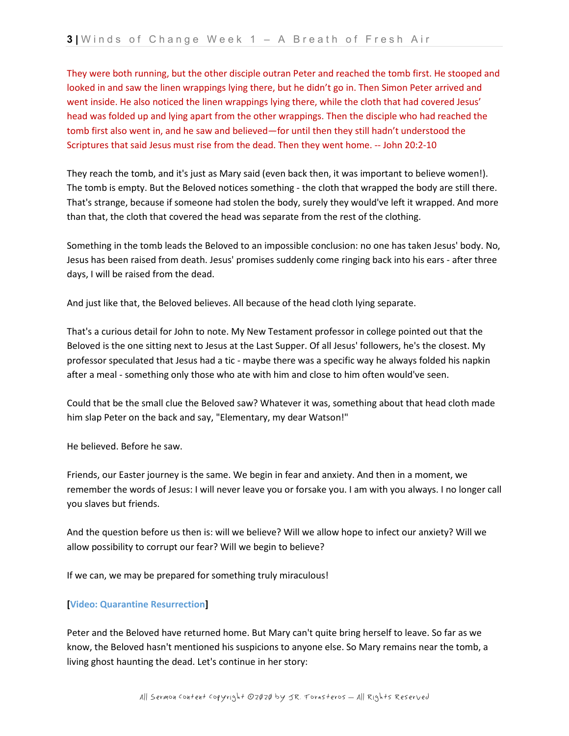They were both running, but the other disciple outran Peter and reached the tomb first. He stooped and looked in and saw the linen wrappings lying there, but he didn't go in. Then Simon Peter arrived and went inside. He also noticed the linen wrappings lying there, while the cloth that had covered Jesus' head was folded up and lying apart from the other wrappings. Then the disciple who had reached the tomb first also went in, and he saw and believed—for until then they still hadn't understood the Scriptures that said Jesus must rise from the dead. Then they went home. -- John 20:2-10

They reach the tomb, and it's just as Mary said (even back then, it was important to believe women!). The tomb is empty. But the Beloved notices something - the cloth that wrapped the body are still there. That's strange, because if someone had stolen the body, surely they would've left it wrapped. And more than that, the cloth that covered the head was separate from the rest of the clothing.

Something in the tomb leads the Beloved to an impossible conclusion: no one has taken Jesus' body. No, Jesus has been raised from death. Jesus' promises suddenly come ringing back into his ears - after three days, I will be raised from the dead.

And just like that, the Beloved believes. All because of the head cloth lying separate.

That's a curious detail for John to note. My New Testament professor in college pointed out that the Beloved is the one sitting next to Jesus at the Last Supper. Of all Jesus' followers, he's the closest. My professor speculated that Jesus had a tic - maybe there was a specific way he always folded his napkin after a meal - something only those who ate with him and close to him often would've seen.

Could that be the small clue the Beloved saw? Whatever it was, something about that head cloth made him slap Peter on the back and say, "Elementary, my dear Watson!"

He believed. Before he saw.

Friends, our Easter journey is the same. We begin in fear and anxiety. And then in a moment, we remember the words of Jesus: I will never leave you or forsake you. I am with you always. I no longer call you slaves but friends.

And the question before us then is: will we believe? Will we allow hope to infect our anxiety? Will we allow possibility to corrupt our fear? Will we begin to believe?

If we can, we may be prepared for something truly miraculous!

**[Video: Quarantine Resurrection]**

Peter and the Beloved have returned home. But Mary can't quite bring herself to leave. So far as we know, the Beloved hasn't mentioned his suspicions to anyone else. So Mary remains near the tomb, a living ghost haunting the dead. Let's continue in her story: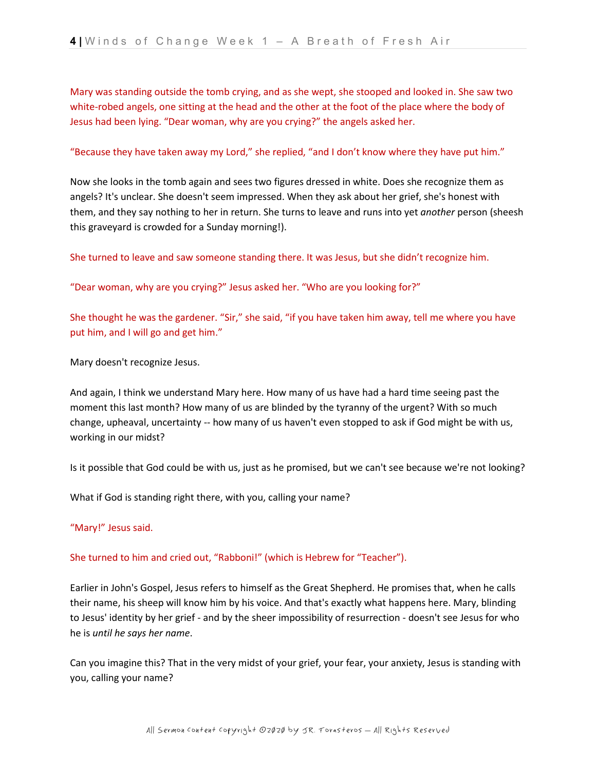Mary was standing outside the tomb crying, and as she wept, she stooped and looked in. She saw two white-robed angels, one sitting at the head and the other at the foot of the place where the body of Jesus had been lying. "Dear woman, why are you crying?" the angels asked her.

"Because they have taken away my Lord," she replied, "and I don't know where they have put him."

Now she looks in the tomb again and sees two figures dressed in white. Does she recognize them as angels? It's unclear. She doesn't seem impressed. When they ask about her grief, she's honest with them, and they say nothing to her in return. She turns to leave and runs into yet *another* person (sheesh this graveyard is crowded for a Sunday morning!).

She turned to leave and saw someone standing there. It was Jesus, but she didn't recognize him.

"Dear woman, why are you crying?" Jesus asked her. "Who are you looking for?"

She thought he was the gardener. "Sir," she said, "if you have taken him away, tell me where you have put him, and I will go and get him."

Mary doesn't recognize Jesus.

And again, I think we understand Mary here. How many of us have had a hard time seeing past the moment this last month? How many of us are blinded by the tyranny of the urgent? With so much change, upheaval, uncertainty -- how many of us haven't even stopped to ask if God might be with us, working in our midst?

Is it possible that God could be with us, just as he promised, but we can't see because we're not looking?

What if God is standing right there, with you, calling your name?

"Mary!" Jesus said.

She turned to him and cried out, "Rabboni!" (which is Hebrew for "Teacher").

Earlier in John's Gospel, Jesus refers to himself as the Great Shepherd. He promises that, when he calls their name, his sheep will know him by his voice. And that's exactly what happens here. Mary, blinding to Jesus' identity by her grief - and by the sheer impossibility of resurrection - doesn't see Jesus for who he is *until he says her name*.

Can you imagine this? That in the very midst of your grief, your fear, your anxiety, Jesus is standing with you, calling your name?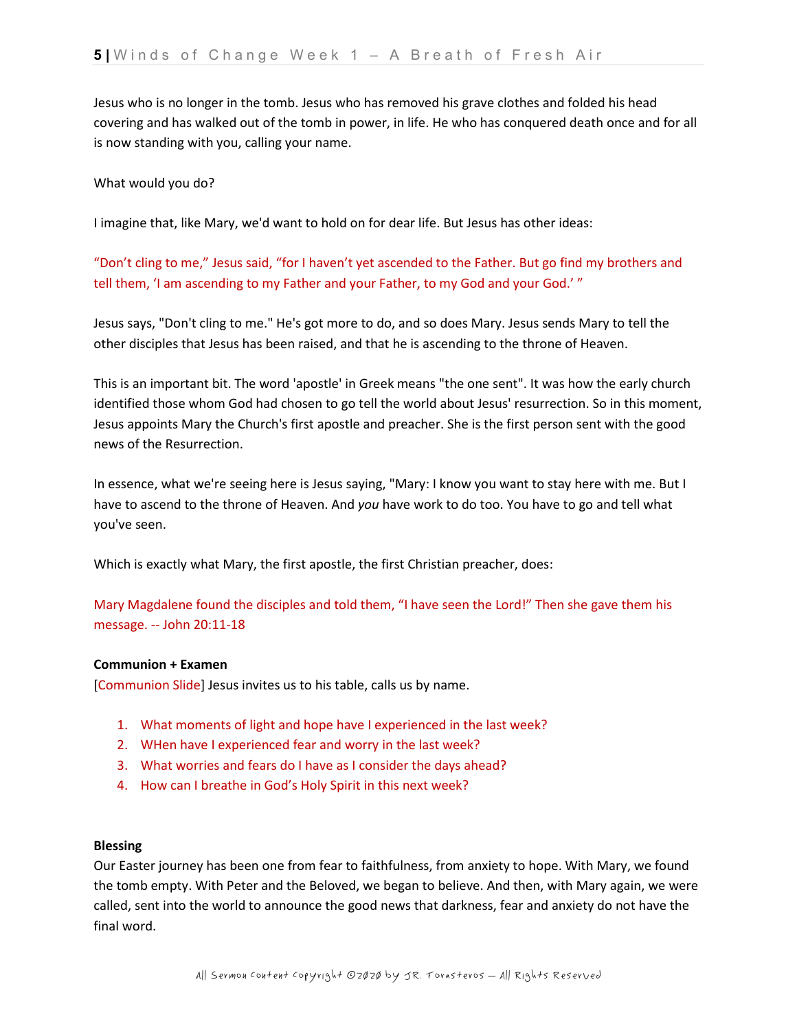Jesus who is no longer in the tomb. Jesus who has removed his grave clothes and folded his head covering and has walked out of the tomb in power, in life. He who has conquered death once and for all is now standing with you, calling your name.

What would you do?

I imagine that, like Mary, we'd want to hold on for dear life. But Jesus has other ideas:

"Don't cling to me," Jesus said, "for I haven't yet ascended to the Father. But go find my brothers and tell them, 'I am ascending to my Father and your Father, to my God and your God.' "

Jesus says, "Don't cling to me." He's got more to do, and so does Mary. Jesus sends Mary to tell the other disciples that Jesus has been raised, and that he is ascending to the throne of Heaven.

This is an important bit. The word 'apostle' in Greek means "the one sent". It was how the early church identified those whom God had chosen to go tell the world about Jesus' resurrection. So in this moment, Jesus appoints Mary the Church's first apostle and preacher. She is the first person sent with the good news of the Resurrection.

In essence, what we're seeing here is Jesus saying, "Mary: I know you want to stay here with me. But I have to ascend to the throne of Heaven. And *you* have work to do too. You have to go and tell what you've seen.

Which is exactly what Mary, the first apostle, the first Christian preacher, does:

Mary Magdalene found the disciples and told them, "I have seen the Lord!" Then she gave them his message. -- John 20:11-18

**Communion + Examen**

[Communion Slide] Jesus invites us to his table, calls us by name.

1. What moments of light and hope have I experienced in the last week?
2. WHen have I experienced fear and worry in the last week?
3. What worries and fears do I have as I consider the days ahead?
4. How can I breathe in God's Holy Spirit in this next week?

**Blessing**

Our Easter journey has been one from fear to faithfulness, from anxiety to hope. With Mary, we found the tomb empty. With Peter and the Beloved, we began to believe. And then, with Mary again, we were called, sent into the world to announce the good news that darkness, fear and anxiety do not have the final word.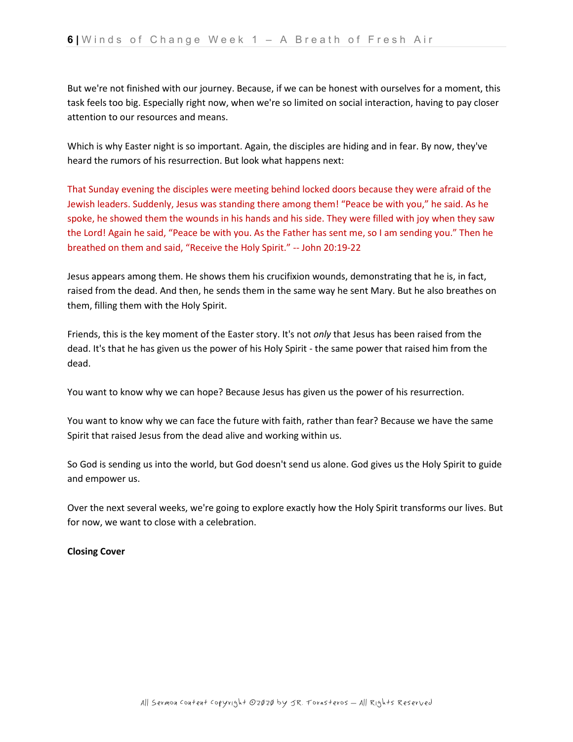But we're not finished with our journey. Because, if we can be honest with ourselves for a moment, this task feels too big. Especially right now, when we're so limited on social interaction, having to pay closer attention to our resources and means.

Which is why Easter night is so important. Again, the disciples are hiding and in fear. By now, they've heard the rumors of his resurrection. But look what happens next:

That Sunday evening the disciples were meeting behind locked doors because they were afraid of the Jewish leaders. Suddenly, Jesus was standing there among them! "Peace be with you," he said. As he spoke, he showed them the wounds in his hands and his side. They were filled with joy when they saw the Lord! Again he said, "Peace be with you. As the Father has sent me, so I am sending you." Then he breathed on them and said, "Receive the Holy Spirit." -- John 20:19-22

Jesus appears among them. He shows them his crucifixion wounds, demonstrating that he is, in fact, raised from the dead. And then, he sends them in the same way he sent Mary. But he also breathes on them, filling them with the Holy Spirit.

Friends, this is the key moment of the Easter story. It's not *only* that Jesus has been raised from the dead. It's that he has given us the power of his Holy Spirit - the same power that raised him from the dead.

You want to know why we can hope? Because Jesus has given us the power of his resurrection.

You want to know why we can face the future with faith, rather than fear? Because we have the same Spirit that raised Jesus from the dead alive and working within us.

So God is sending us into the world, but God doesn't send us alone. God gives us the Holy Spirit to guide and empower us.

Over the next several weeks, we're going to explore exactly how the Holy Spirit transforms our lives. But for now, we want to close with a celebration.

**Closing Cover**